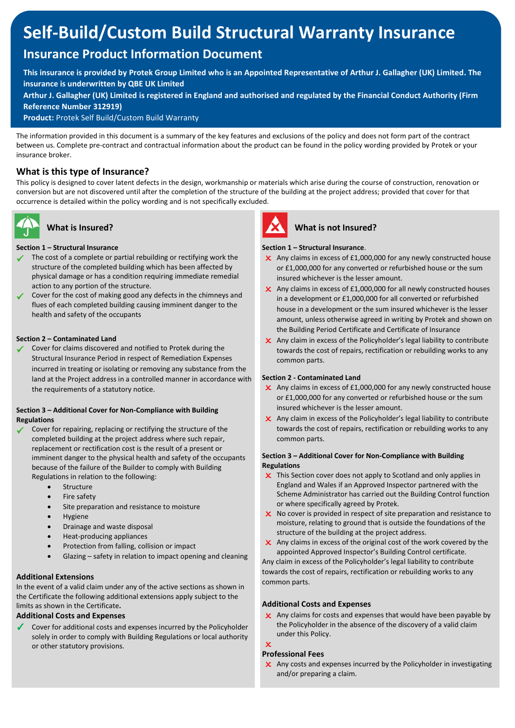# Self-Build/Custom Build Structural Warranty Insurance

## Insurance Product Information Document

**This insurance is provided by Protek Group Limited who is an Appointed Representative of Arthur J. Gallagher (UK) Limited. The insurance is underwritten by QBE UK Limited**

**Arthur J. Gallagher (UK) Limited is registered in England and authorised and regulated by the Financial Conduct Authority (Firm Reference Number 312919)**

**Product:** Protek Self Build/Custom Build Warranty

The information provided in this document is a summary of the key features and exclusions of the policy and does not form part of the contract between us. Complete pre-contract and contractual information about the product can be found in the policy wording provided by Protek or your insurance broker.

### What is this type of Insurance?

This policy is designed to cover latent defects in the design, workmanship or materials which arise during the course of construction, renovation or conversion but are not discovered until after the completion of the structure of the building at the project address; provided that cover for that occurrence is detailed within the policy wording and is not specifically excluded.

### What is Insured?

**Section 1 – Structural Insurance**

- ✓ The cost of a complete or partial rebuilding or rectifying work the structure of the completed building which has been affected by physical damage or has a condition requiring immediate remedial action to any portion of the structure.
- ✓ Cover for the cost of making good any defects in the chimneys and flues of each completed building causing imminent danger to the health and safety of the occupants

**Section 2 – Contaminated Land**

- ✓ Cover for claims discovered and notified to Protek during the Structural Insurance Period in respect of Remediation Expenses incurred in treating or isolating or removing any substance from the land at the Project address in a controlled manner in accordance with the requirements of a statutory notice.

**Section 3 – Additional Cover for Non-Compliance with Building Regulations**

- ✓ Cover for repairing, replacing or rectifying the structure of the completed building at the project address where such repair, replacement or rectification cost is the result of a present or imminent danger to the physical health and safety of the occupants because of the failure of the Builder to comply with Building Regulations in relation to the following:
  - Structure
  - Fire safety
  - Site preparation and resistance to moisture
  - Hygiene
  - Drainage and waste disposal
  - Heat-producing appliances
  - Protection from falling, collision or impact
  - Glazing – safety in relation to impact opening and cleaning

**Additional Extensions**

In the event of a valid claim under any of the active sections as shown in the Certificate the following additional extensions apply subject to the limits as shown in the Certificate**.**

**Additional Costs and Expenses**

- ✓ Cover for additional costs and expenses incurred by the Policyholder solely in order to comply with Building Regulations or local authority or other statutory provisions.

### What is not Insured?

**Section 1 – Structural Insurance**.

- ✗ Any claims in excess of £1,000,000 for any newly constructed house or £1,000,000 for any converted or refurbished house or the sum insured whichever is the lesser amount.
- ✗ Any claims in excess of £1,000,000 for all newly constructed houses in a development or £1,000,000 for all converted or refurbished house in a development or the sum insured whichever is the lesser amount, unless otherwise agreed in writing by Protek and shown on the Building Period Certificate and Certificate of Insurance
- ✗ Any claim in excess of the Policyholder's legal liability to contribute towards the cost of repairs, rectification or rebuilding works to any common parts.

**Section 2 - Contaminated Land**

- ✗ Any claims in excess of £1,000,000 for any newly constructed house or £1,000,000 for any converted or refurbished house or the sum insured whichever is the lesser amount.
- ✗ Any claim in excess of the Policyholder's legal liability to contribute towards the cost of repairs, rectification or rebuilding works to any common parts.

**Section 3 – Additional Cover for Non-Compliance with Building Regulations**

- ✗ This Section cover does not apply to Scotland and only applies in England and Wales if an Approved Inspector partnered with the Scheme Administrator has carried out the Building Control function or where specifically agreed by Protek.
- ✗ No cover is provided in respect of site preparation and resistance to moisture, relating to ground that is outside the foundations of the structure of the building at the project address.
- ✗ Any claims in excess of the original cost of the work covered by the appointed Approved Inspector's Building Control certificate.

Any claim in excess of the Policyholder's legal liability to contribute towards the cost of repairs, rectification or rebuilding works to any common parts.

**Additional Costs and Expenses**

- ✗ Any claims for costs and expenses that would have been payable by the Policyholder in the absence of the discovery of a valid claim under this Policy.
- ✗

**Professional Fees**

- ✗ Any costs and expenses incurred by the Policyholder in investigating and/or preparing a claim.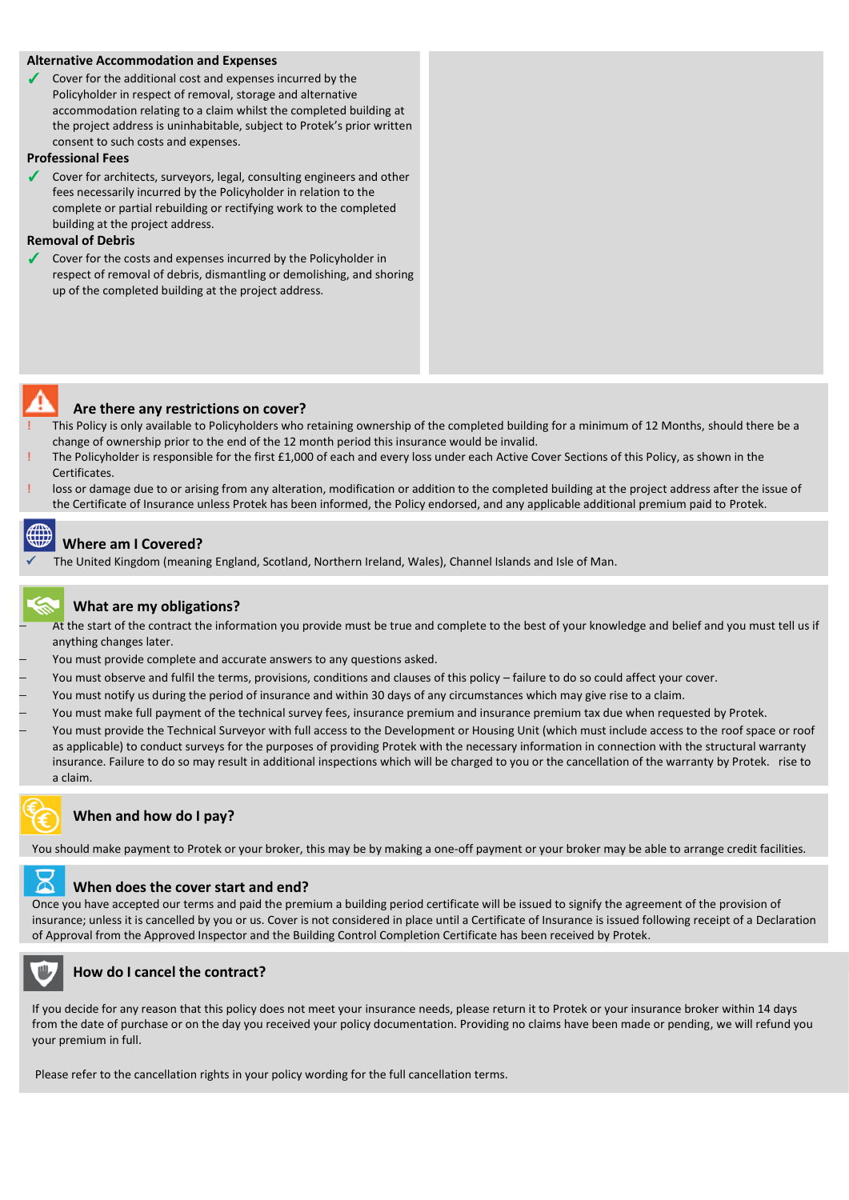**Alternative Accommodation and Expenses**

- ✓ Cover for the additional cost and expenses incurred by the Policyholder in respect of removal, storage and alternative accommodation relating to a claim whilst the completed building at the project address is uninhabitable, subject to Protek's prior written consent to such costs and expenses.

**Professional Fees**

- ✓ Cover for architects, surveyors, legal, consulting engineers and other fees necessarily incurred by the Policyholder in relation to the complete or partial rebuilding or rectifying work to the completed building at the project address.

**Removal of Debris**

- ✓ Cover for the costs and expenses incurred by the Policyholder in respect of removal of debris, dismantling or demolishing, and shoring up of the completed building at the project address.

## Are there any restrictions on cover?

- ! This Policy is only available to Policyholders who retaining ownership of the completed building for a minimum of 12 Months, should there be a change of ownership prior to the end of the 12 month period this insurance would be invalid.
- ! The Policyholder is responsible for the first £1,000 of each and every loss under each Active Cover Sections of this Policy, as shown in the Certificates.
- ! loss or damage due to or arising from any alteration, modification or addition to the completed building at the project address after the issue of the Certificate of Insurance unless Protek has been informed, the Policy endorsed, and any applicable additional premium paid to Protek.

## Where am I Covered?

- ✓ The United Kingdom (meaning England, Scotland, Northern Ireland, Wales), Channel Islands and Isle of Man.

## What are my obligations?

- At the start of the contract the information you provide must be true and complete to the best of your knowledge and belief and you must tell us if anything changes later.
- You must provide complete and accurate answers to any questions asked.
- You must observe and fulfil the terms, provisions, conditions and clauses of this policy – failure to do so could affect your cover.
- You must notify us during the period of insurance and within 30 days of any circumstances which may give rise to a claim.
- You must make full payment of the technical survey fees, insurance premium and insurance premium tax due when requested by Protek.
- You must provide the Technical Surveyor with full access to the Development or Housing Unit (which must include access to the roof space or roof as applicable) to conduct surveys for the purposes of providing Protek with the necessary information in connection with the structural warranty insurance. Failure to do so may result in additional inspections which will be charged to you or the cancellation of the warranty by Protek. rise to a claim.

## When and how do I pay?

You should make payment to Protek or your broker, this may be by making a one-off payment or your broker may be able to arrange credit facilities.

## When does the cover start and end?

Once you have accepted our terms and paid the premium a building period certificate will be issued to signify the agreement of the provision of insurance; unless it is cancelled by you or us. Cover is not considered in place until a Certificate of Insurance is issued following receipt of a Declaration of Approval from the Approved Inspector and the Building Control Completion Certificate has been received by Protek.

## How do I cancel the contract?

If you decide for any reason that this policy does not meet your insurance needs, please return it to Protek or your insurance broker within 14 days from the date of purchase or on the day you received your policy documentation. Providing no claims have been made or pending, we will refund you your premium in full.

Please refer to the cancellation rights in your policy wording for the full cancellation terms.